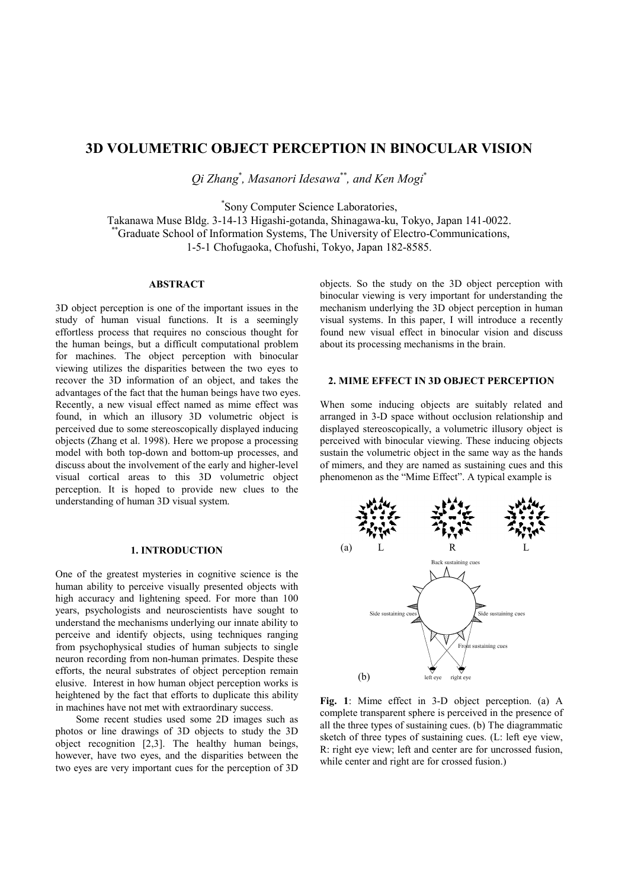# 3D VOLUMETRIC OBJECT PERCEPTION IN BINOCULAR VISION

*Qi Zhang*[*], *Masanori Idesawa*[**], *and Ken Mogi*[*]

[*]Sony Computer Science Laboratories,
Takanawa Muse Bldg. 3-14-13 Higashi-gotanda, Shinagawa-ku, Tokyo, Japan 141-0022.
[**]Graduate School of Information Systems, The University of Electro-Communications,
1-5-1 Chofugaoka, Chofushi, Tokyo, Japan 182-8585.

## ABSTRACT

3D object perception is one of the important issues in the study of human visual functions. It is a seemingly effortless process that requires no conscious thought for the human beings, but a difficult computational problem for machines. The object perception with binocular viewing utilizes the disparities between the two eyes to recover the 3D information of an object, and takes the advantages of the fact that the human beings have two eyes. Recently, a new visual effect named as mime effect was found, in which an illusory 3D volumetric object is perceived due to some stereoscopically displayed inducing objects (Zhang et al. 1998). Here we propose a processing model with both top-down and bottom-up processes, and discuss about the involvement of the early and higher-level visual cortical areas to this 3D volumetric object perception. It is hoped to provide new clues to the understanding of human 3D visual system.

## 1. INTRODUCTION

One of the greatest mysteries in cognitive science is the human ability to perceive visually presented objects with high accuracy and lightening speed. For more than 100 years, psychologists and neuroscientists have sought to understand the mechanisms underlying our innate ability to perceive and identify objects, using techniques ranging from psychophysical studies of human subjects to single neuron recording from non-human primates. Despite these efforts, the neural substrates of object perception remain elusive. Interest in how human object perception works is heightened by the fact that efforts to duplicate this ability in machines have not met with extraordinary success.

Some recent studies used some 2D images such as photos or line drawings of 3D objects to study the 3D object recognition [2,3]. The healthy human beings, however, have two eyes, and the disparities between the two eyes are very important cues for the perception of 3D objects. So the study on the 3D object perception with binocular viewing is very important for understanding the mechanism underlying the 3D object perception in human visual systems. In this paper, I will introduce a recently found new visual effect in binocular vision and discuss about its processing mechanisms in the brain.

## 2. MIME EFFECT IN 3D OBJECT PERCEPTION

When some inducing objects are suitably related and arranged in 3-D space without occlusion relationship and displayed stereoscopically, a volumetric illusory object is perceived with binocular viewing. These inducing objects sustain the volumetric object in the same way as the hands of mimers, and they are named as sustaining cues and this phenomenon as the "Mime Effect". A typical example is

**Fig. 1**: Mime effect in 3-D object perception. (a) A complete transparent sphere is perceived in the presence of all the three types of sustaining cues. (b) The diagrammatic sketch of three types of sustaining cues. (L: left eye view, R: right eye view; left and center are for uncrossed fusion, while center and right are for crossed fusion.)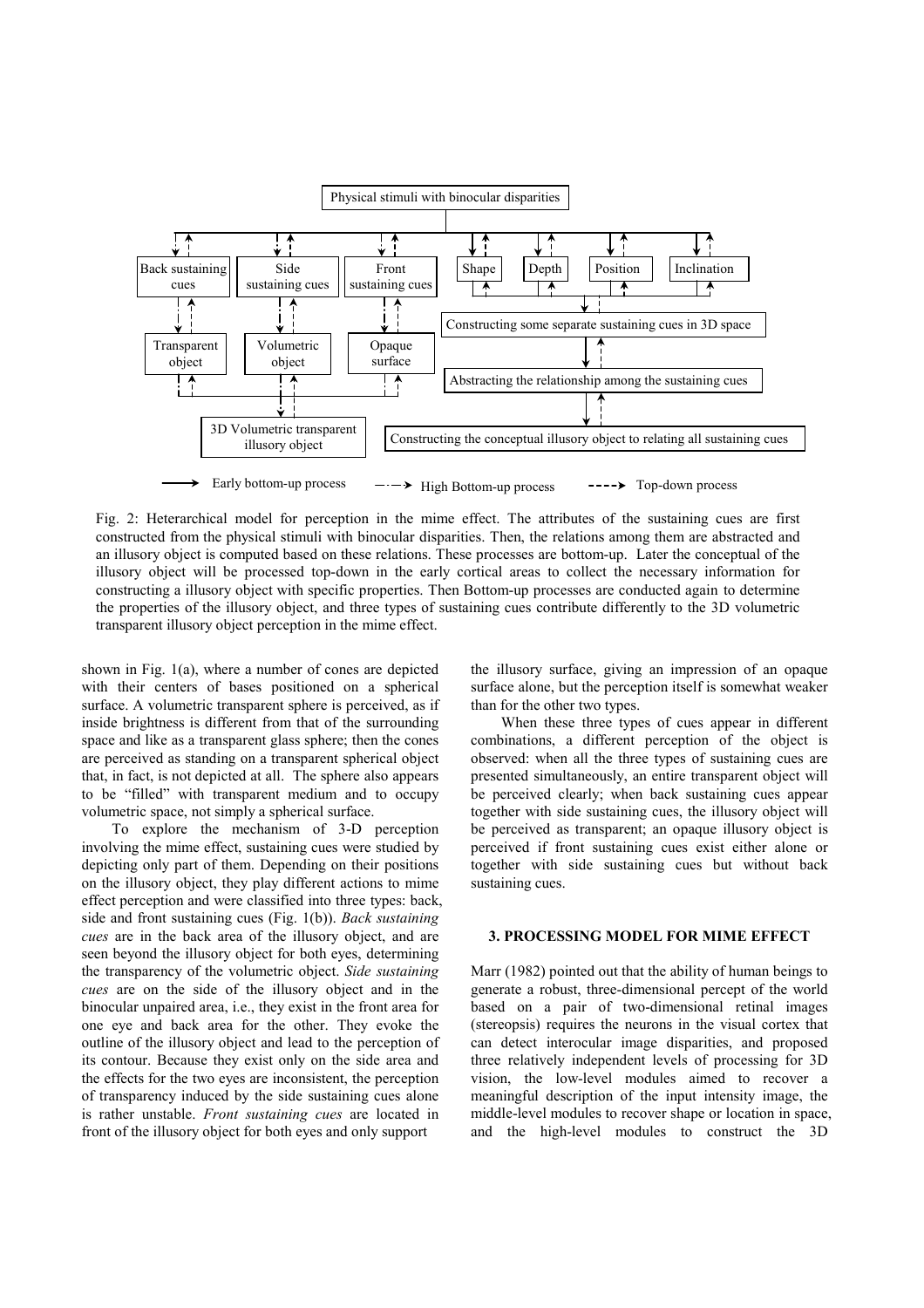Fig. 2: Heterarchical model for perception in the mime effect. The attributes of the sustaining cues are first constructed from the physical stimuli with binocular disparities. Then, the relations among them are abstracted and an illusory object is computed based on these relations. These processes are bottom-up. Later the conceptual of the illusory object will be processed top-down in the early cortical areas to collect the necessary information for constructing a illusory object with specific properties. Then Bottom-up processes are conducted again to determine the properties of the illusory object, and three types of sustaining cues contribute differently to the 3D volumetric transparent illusory object perception in the mime effect.

shown in Fig. 1(a), where a number of cones are depicted with their centers of bases positioned on a spherical surface. A volumetric transparent sphere is perceived, as if inside brightness is different from that of the surrounding space and like as a transparent glass sphere; then the cones are perceived as standing on a transparent spherical object that, in fact, is not depicted at all. The sphere also appears to be "filled" with transparent medium and to occupy volumetric space, not simply a spherical surface.

To explore the mechanism of 3-D perception involving the mime effect, sustaining cues were studied by depicting only part of them. Depending on their positions on the illusory object, they play different actions to mime effect perception and were classified into three types: back, side and front sustaining cues (Fig. 1(b)). *Back sustaining cues* are in the back area of the illusory object, and are seen beyond the illusory object for both eyes, determining the transparency of the volumetric object. *Side sustaining cues* are on the side of the illusory object and in the binocular unpaired area, i.e., they exist in the front area for one eye and back area for the other. They evoke the outline of the illusory object and lead to the perception of its contour. Because they exist only on the side area and the effects for the two eyes are inconsistent, the perception of transparency induced by the side sustaining cues alone is rather unstable. *Front sustaining cues* are located in front of the illusory object for both eyes and only support the illusory surface, giving an impression of an opaque surface alone, but the perception itself is somewhat weaker than for the other two types.

When these three types of cues appear in different combinations, a different perception of the object is observed: when all the three types of sustaining cues are presented simultaneously, an entire transparent object will be perceived clearly; when back sustaining cues appear together with side sustaining cues, the illusory object will be perceived as transparent; an opaque illusory object is perceived if front sustaining cues exist either alone or together with side sustaining cues but without back sustaining cues.

## 3. PROCESSING MODEL FOR MIME EFFECT

Marr (1982) pointed out that the ability of human beings to generate a robust, three-dimensional percept of the world based on a pair of two-dimensional retinal images (stereopsis) requires the neurons in the visual cortex that can detect interocular image disparities, and proposed three relatively independent levels of processing for 3D vision, the low-level modules aimed to recover a meaningful description of the input intensity image, the middle-level modules to recover shape or location in space, and the high-level modules to construct the 3D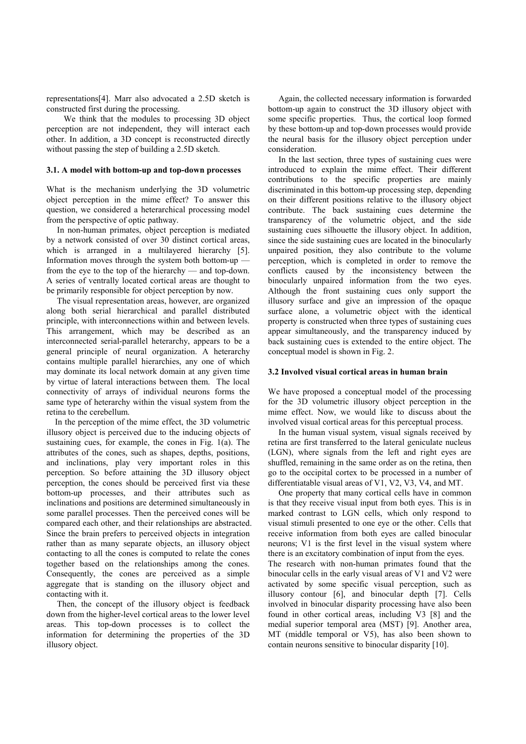representations[4]. Marr also advocated a 2.5D sketch is constructed first during the processing.

We think that the modules to processing 3D object perception are not independent, they will interact each other. In addition, a 3D concept is reconstructed directly without passing the step of building a 2.5D sketch.

### 3.1. A model with bottom-up and top-down processes

What is the mechanism underlying the 3D volumetric object perception in the mime effect? To answer this question, we considered a heterarchical processing model from the perspective of optic pathway.

In non-human primates, object perception is mediated by a network consisted of over 30 distinct cortical areas, which is arranged in a multilayered hierarchy [5]. Information moves through the system both bottom-up — from the eye to the top of the hierarchy — and top-down. A series of ventrally located cortical areas are thought to be primarily responsible for object perception by now.

The visual representation areas, however, are organized along both serial hierarchical and parallel distributed principle, with interconnections within and between levels. This arrangement, which may be described as an interconnected serial-parallel heterarchy, appears to be a general principle of neural organization. A heterarchy contains multiple parallel hierarchies, any one of which may dominate its local network domain at any given time by virtue of lateral interactions between them. The local connectivity of arrays of individual neurons forms the same type of heterarchy within the visual system from the retina to the cerebellum.

In the perception of the mime effect, the 3D volumetric illusory object is perceived due to the inducing objects of sustaining cues, for example, the cones in Fig. 1(a). The attributes of the cones, such as shapes, depths, positions, and inclinations, play very important roles in this perception. So before attaining the 3D illusory object perception, the cones should be perceived first via these bottom-up processes, and their attributes such as inclinations and positions are determined simultaneously in some parallel processes. Then the perceived cones will be compared each other, and their relationships are abstracted. Since the brain prefers to perceived objects in integration rather than as many separate objects, an illusory object contacting to all the cones is computed to relate the cones together based on the relationships among the cones. Consequently, the cones are perceived as a simple aggregate that is standing on the illusory object and contacting with it.

Then, the concept of the illusory object is feedback down from the higher-level cortical areas to the lower level areas. This top-down processes is to collect the information for determining the properties of the 3D illusory object.

Again, the collected necessary information is forwarded bottom-up again to construct the 3D illusory object with some specific properties. Thus, the cortical loop formed by these bottom-up and top-down processes would provide the neural basis for the illusory object perception under consideration.

In the last section, three types of sustaining cues were introduced to explain the mime effect. Their different contributions to the specific properties are mainly discriminated in this bottom-up processing step, depending on their different positions relative to the illusory object contribute. The back sustaining cues determine the transparency of the volumetric object, and the side sustaining cues silhouette the illusory object. In addition, since the side sustaining cues are located in the binocularly unpaired position, they also contribute to the volume perception, which is completed in order to remove the conflicts caused by the inconsistency between the binocularly unpaired information from the two eyes. Although the front sustaining cues only support the illusory surface and give an impression of the opaque surface alone, a volumetric object with the identical property is constructed when three types of sustaining cues appear simultaneously, and the transparency induced by back sustaining cues is extended to the entire object. The conceptual model is shown in Fig. 2.

### 3.2 Involved visual cortical areas in human brain

We have proposed a conceptual model of the processing for the 3D volumetric illusory object perception in the mime effect. Now, we would like to discuss about the involved visual cortical areas for this perceptual process.

In the human visual system, visual signals received by retina are first transferred to the lateral geniculate nucleus (LGN), where signals from the left and right eyes are shuffled, remaining in the same order as on the retina, then go to the occipital cortex to be processed in a number of differentiatable visual areas of V1, V2, V3, V4, and MT.

One property that many cortical cells have in common is that they receive visual input from both eyes. This is in marked contrast to LGN cells, which only respond to visual stimuli presented to one eye or the other. Cells that receive information from both eyes are called binocular neurons; V1 is the first level in the visual system where there is an excitatory combination of input from the eyes. The research with non-human primates found that the binocular cells in the early visual areas of V1 and V2 were activated by some specific visual perception, such as illusory contour [6], and binocular depth [7]. Cells involved in binocular disparity processing have also been found in other cortical areas, including V3 [8] and the medial superior temporal area (MST) [9]. Another area, MT (middle temporal or V5), has also been shown to contain neurons sensitive to binocular disparity [10].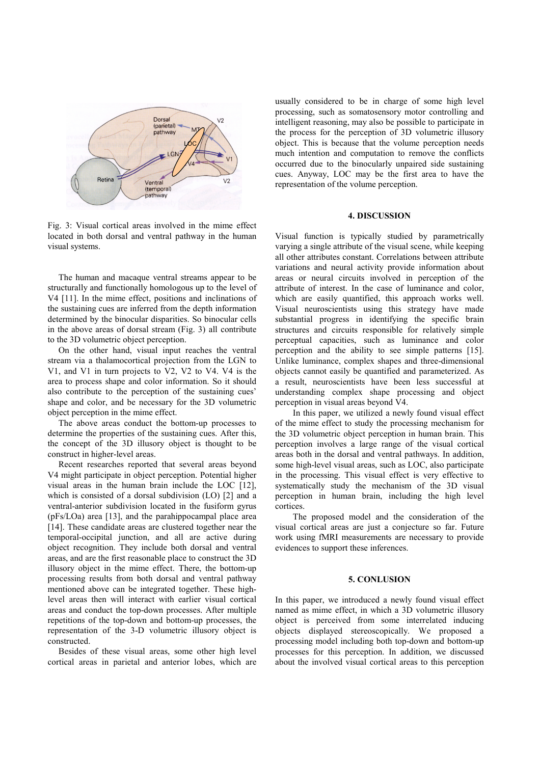Fig. 3: Visual cortical areas involved in the mime effect located in both dorsal and ventral pathway in the human visual systems.

The human and macaque ventral streams appear to be structurally and functionally homologous up to the level of V4 [11]. In the mime effect, positions and inclinations of the sustaining cues are inferred from the depth information determined by the binocular disparities. So binocular cells in the above areas of dorsal stream (Fig. 3) all contribute to the 3D volumetric object perception.

On the other hand, visual input reaches the ventral stream via a thalamocortical projection from the LGN to V1, and V1 in turn projects to V2, V2 to V4. V4 is the area to process shape and color information. So it should also contribute to the perception of the sustaining cues' shape and color, and be necessary for the 3D volumetric object perception in the mime effect.

The above areas conduct the bottom-up processes to determine the properties of the sustaining cues. After this, the concept of the 3D illusory object is thought to be construct in higher-level areas.

Recent researches reported that several areas beyond V4 might participate in object perception. Potential higher visual areas in the human brain include the LOC [12], which is consisted of a dorsal subdivision (LO) [2] and a ventral-anterior subdivision located in the fusiform gyrus (pFs/LOa) area [13], and the parahippocampal place area [14]. These candidate areas are clustered together near the temporal-occipital junction, and all are active during object recognition. They include both dorsal and ventral areas, and are the first reasonable place to construct the 3D illusory object in the mime effect. There, the bottom-up processing results from both dorsal and ventral pathway mentioned above can be integrated together. These high-level areas then will interact with earlier visual cortical areas and conduct the top-down processes. After multiple repetitions of the top-down and bottom-up processes, the representation of the 3-D volumetric illusory object is constructed.

Besides of these visual areas, some other high level cortical areas in parietal and anterior lobes, which are usually considered to be in charge of some high level processing, such as somatosensory motor controlling and intelligent reasoning, may also be possible to participate in the process for the perception of 3D volumetric illusory object. This is because that the volume perception needs much intention and computation to remove the conflicts occurred due to the binocularly unpaired side sustaining cues. Anyway, LOC may be the first area to have the representation of the volume perception.

## 4. DISCUSSION

Visual function is typically studied by parametrically varying a single attribute of the visual scene, while keeping all other attributes constant. Correlations between attribute variations and neural activity provide information about areas or neural circuits involved in perception of the attribute of interest. In the case of luminance and color, which are easily quantified, this approach works well. Visual neuroscientists using this strategy have made substantial progress in identifying the specific brain structures and circuits responsible for relatively simple perceptual capacities, such as luminance and color perception and the ability to see simple patterns [15]. Unlike luminance, complex shapes and three-dimensional objects cannot easily be quantified and parameterized. As a result, neuroscientists have been less successful at understanding complex shape processing and object perception in visual areas beyond V4.

In this paper, we utilized a newly found visual effect of the mime effect to study the processing mechanism for the 3D volumetric object perception in human brain. This perception involves a large range of the visual cortical areas both in the dorsal and ventral pathways. In addition, some high-level visual areas, such as LOC, also participate in the processing. This visual effect is very effective to systematically study the mechanism of the 3D visual perception in human brain, including the high level cortices.

The proposed model and the consideration of the visual cortical areas are just a conjecture so far. Future work using fMRI measurements are necessary to provide evidences to support these inferences.

## 5. CONLUSION

In this paper, we introduced a newly found visual effect named as mime effect, in which a 3D volumetric illusory object is perceived from some interrelated inducing objects displayed stereoscopically. We proposed a processing model including both top-down and bottom-up processes for this perception. In addition, we discussed about the involved visual cortical areas to this perception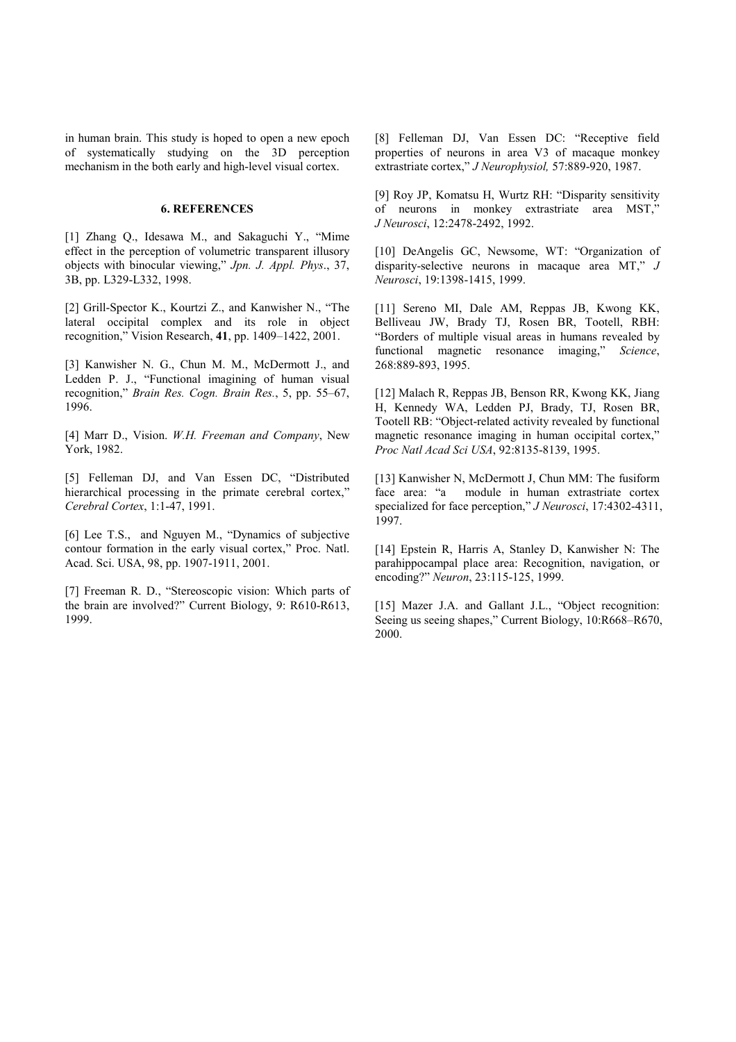in human brain. This study is hoped to open a new epoch of systematically studying on the 3D perception mechanism in the both early and high-level visual cortex.

## 6. REFERENCES

[1] Zhang Q., Idesawa M., and Sakaguchi Y., "Mime effect in the perception of volumetric transparent illusory objects with binocular viewing," *Jpn. J. Appl. Phys*., 37, 3B, pp. L329-L332, 1998.

[2] Grill-Spector K., Kourtzi Z., and Kanwisher N., "The lateral occipital complex and its role in object recognition," Vision Research, **41**, pp. 1409–1422, 2001.

[3] Kanwisher N. G., Chun M. M., McDermott J., and Ledden P. J., "Functional imagining of human visual recognition," *Brain Res. Cogn. Brain Res.*, 5, pp. 55–67, 1996.

[4] Marr D., Vision. *W.H. Freeman and Company*, New York, 1982.

[5] Felleman DJ, and Van Essen DC, "Distributed hierarchical processing in the primate cerebral cortex," *Cerebral Cortex*, 1:1-47, 1991.

[6] Lee T.S., and Nguyen M., "Dynamics of subjective contour formation in the early visual cortex," Proc. Natl. Acad. Sci. USA, 98, pp. 1907-1911, 2001.

[7] Freeman R. D., "Stereoscopic vision: Which parts of the brain are involved?" Current Biology, 9: R610-R613, 1999.

[8] Felleman DJ, Van Essen DC: "Receptive field properties of neurons in area V3 of macaque monkey extrastriate cortex," *J Neurophysiol,* 57:889-920, 1987.

[9] Roy JP, Komatsu H, Wurtz RH: "Disparity sensitivity of neurons in monkey extrastriate area MST," *J Neurosci*, 12:2478-2492, 1992.

[10] DeAngelis GC, Newsome, WT: "Organization of disparity-selective neurons in macaque area MT," *J Neurosci*, 19:1398-1415, 1999.

[11] Sereno MI, Dale AM, Reppas JB, Kwong KK, Belliveau JW, Brady TJ, Rosen BR, Tootell, RBH: "Borders of multiple visual areas in humans revealed by functional magnetic resonance imaging," *Science*, 268:889-893, 1995.

[12] Malach R, Reppas JB, Benson RR, Kwong KK, Jiang H, Kennedy WA, Ledden PJ, Brady, TJ, Rosen BR, Tootell RB: "Object-related activity revealed by functional magnetic resonance imaging in human occipital cortex," *Proc Natl Acad Sci USA*, 92:8135-8139, 1995.

[13] Kanwisher N, McDermott J, Chun MM: The fusiform face area: "a module in human extrastriate cortex specialized for face perception," *J Neurosci*, 17:4302-4311, 1997.

[14] Epstein R, Harris A, Stanley D, Kanwisher N: The parahippocampal place area: Recognition, navigation, or encoding?" *Neuron*, 23:115-125, 1999.

[15] Mazer J.A. and Gallant J.L., "Object recognition: Seeing us seeing shapes," Current Biology, 10:R668–R670, 2000.